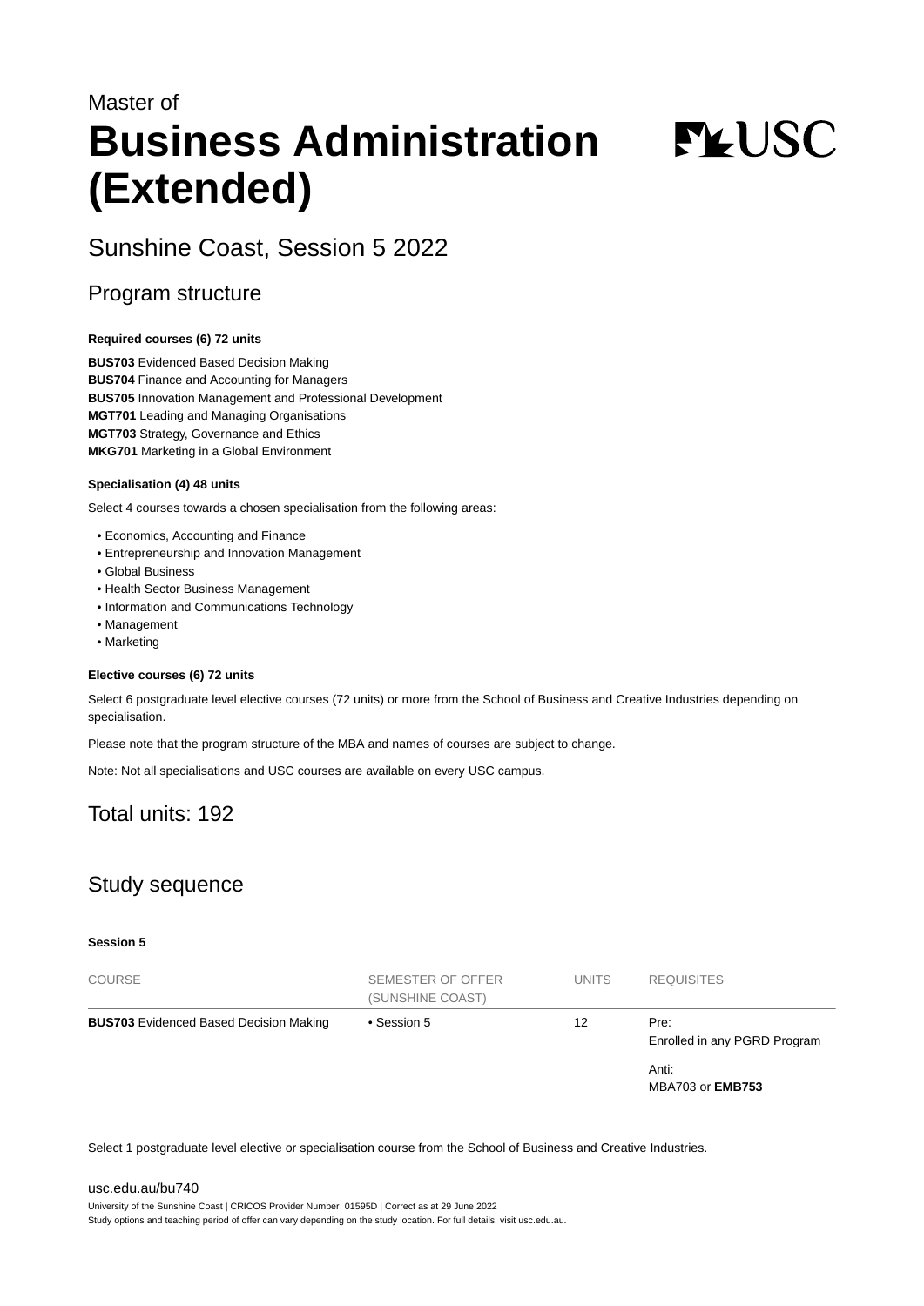Master of

# Business Administration (Extended)

## Sunshine Coast, Session 5 2022

## Program structure

**Required courses (6) 72 units**

**BUS703** Evidenced Based Decision Making
**BUS704** Finance and Accounting for Managers
**BUS705** Innovation Management and Professional Development
**MGT701** Leading and Managing Organisations
**MGT703** Strategy, Governance and Ethics
**MKG701** Marketing in a Global Environment

**Specialisation (4) 48 units**

Select 4 courses towards a chosen specialisation from the following areas:

- Economics, Accounting and Finance
- Entrepreneurship and Innovation Management
- Global Business
- Health Sector Business Management
- Information and Communications Technology
- Management
- Marketing

**Elective courses (6) 72 units**

Select 6 postgraduate level elective courses (72 units) or more from the School of Business and Creative Industries depending on specialisation.

Please note that the program structure of the MBA and names of courses are subject to change.

Note: Not all specialisations and USC courses are available on every USC campus.

## Total units: 192

## Study sequence

**Session 5**

| COURSE | SEMESTER OF OFFER (SUNSHINE COAST) | UNITS | REQUISITES |
|---|---|---|---|
| **BUS703** Evidenced Based Decision Making | • Session 5 | 12 | Pre: Enrolled in any PGRD Program<br><br>Anti: MBA703 or **EMB753** |

Select 1 postgraduate level elective or specialisation course from the School of Business and Creative Industries.

usc.edu.au/bu740

University of the Sunshine Coast | CRICOS Provider Number: 01595D | Correct as at 29 June 2022
Study options and teaching period of offer can vary depending on the study location. For full details, visit usc.edu.au.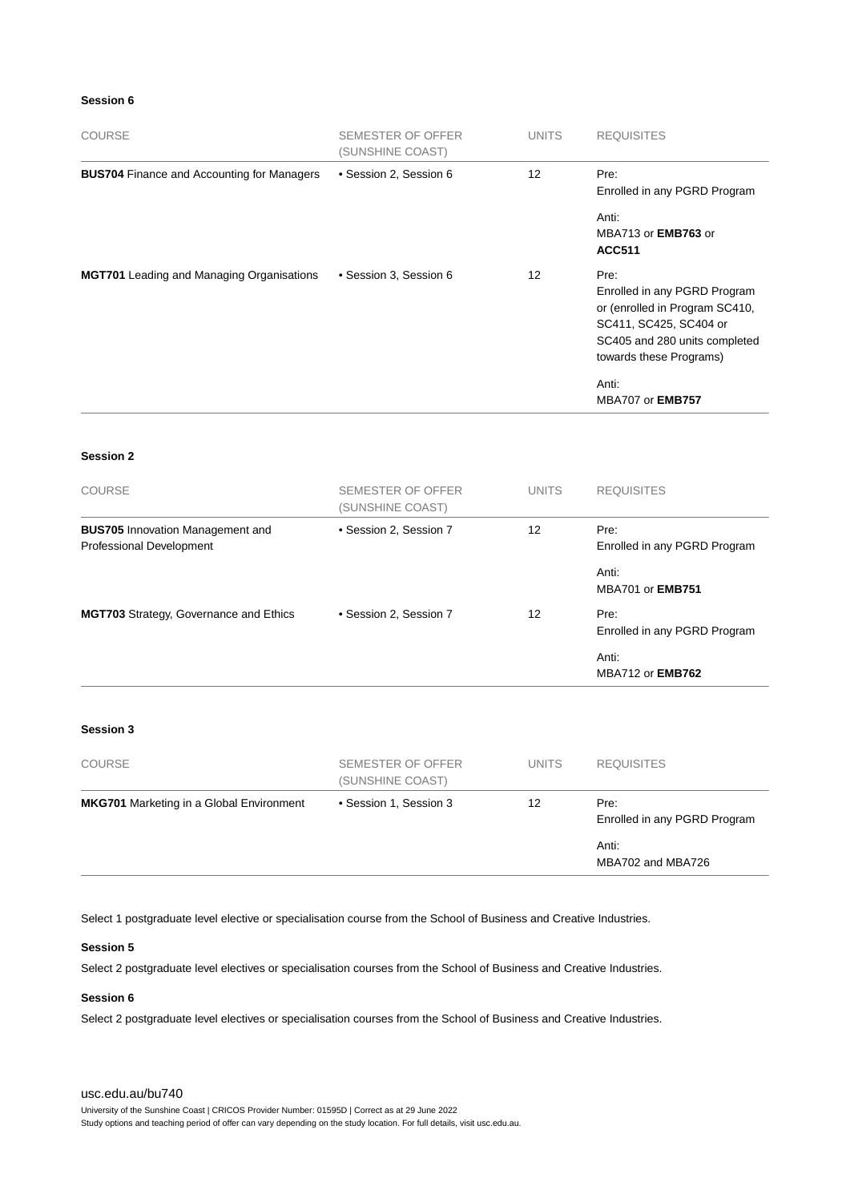### Session 6

| COURSE | SEMESTER OF OFFER (SUNSHINE COAST) | UNITS | REQUISITES |
|---|---|---|---|
| **BUS704** Finance and Accounting for Managers | • Session 2, Session 6 | 12 | Pre: Enrolled in any PGRD Program<br><br>Anti: MBA713 or **EMB763** or **ACC511** |
| **MGT701** Leading and Managing Organisations | • Session 3, Session 6 | 12 | Pre: Enrolled in any PGRD Program or (enrolled in Program SC410, SC411, SC425, SC404 or SC405 and 280 units completed towards these Programs)<br><br>Anti: MBA707 or **EMB757** |

### Session 2

| COURSE | SEMESTER OF OFFER (SUNSHINE COAST) | UNITS | REQUISITES |
|---|---|---|---|
| **BUS705** Innovation Management and Professional Development | • Session 2, Session 7 | 12 | Pre: Enrolled in any PGRD Program<br><br>Anti: MBA701 or **EMB751** |
| **MGT703** Strategy, Governance and Ethics | • Session 2, Session 7 | 12 | Pre: Enrolled in any PGRD Program<br><br>Anti: MBA712 or **EMB762** |

### Session 3

| COURSE | SEMESTER OF OFFER (SUNSHINE COAST) | UNITS | REQUISITES |
|---|---|---|---|
| **MKG701** Marketing in a Global Environment | • Session 1, Session 3 | 12 | Pre: Enrolled in any PGRD Program<br><br>Anti: MBA702 and MBA726 |

Select 1 postgraduate level elective or specialisation course from the School of Business and Creative Industries.

### Session 5

Select 2 postgraduate level electives or specialisation courses from the School of Business and Creative Industries.

### Session 6

Select 2 postgraduate level electives or specialisation courses from the School of Business and Creative Industries.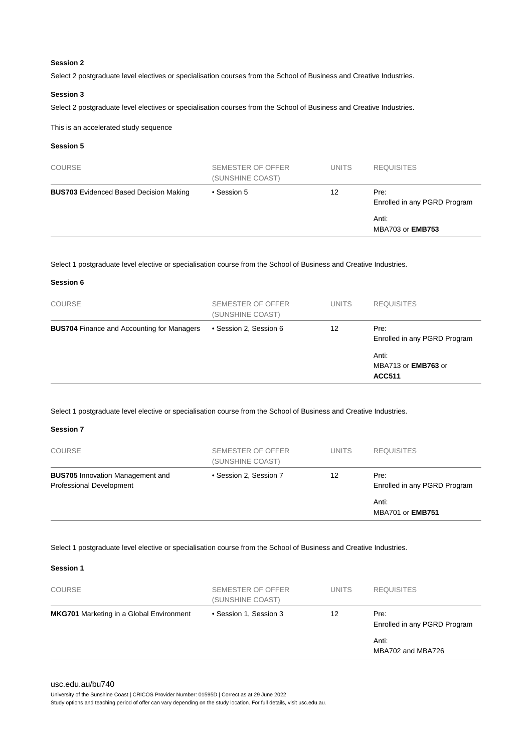#### Session 2

Select 2 postgraduate level electives or specialisation courses from the School of Business and Creative Industries.

#### Session 3

Select 2 postgraduate level electives or specialisation courses from the School of Business and Creative Industries.

This is an accelerated study sequence

#### Session 5

| COURSE | SEMESTER OF OFFER (SUNSHINE COAST) | UNITS | REQUISITES |
|---|---|---|---|
| **BUS703** Evidenced Based Decision Making | • Session 5 | 12 | Pre: Enrolled in any PGRD Program<br>Anti: MBA703 or **EMB753** |

Select 1 postgraduate level elective or specialisation course from the School of Business and Creative Industries.

#### Session 6

| COURSE | SEMESTER OF OFFER (SUNSHINE COAST) | UNITS | REQUISITES |
|---|---|---|---|
| **BUS704** Finance and Accounting for Managers | • Session 2, Session 6 | 12 | Pre: Enrolled in any PGRD Program<br>Anti: MBA713 or **EMB763** or **ACC511** |

Select 1 postgraduate level elective or specialisation course from the School of Business and Creative Industries.

#### Session 7

| COURSE | SEMESTER OF OFFER (SUNSHINE COAST) | UNITS | REQUISITES |
|---|---|---|---|
| **BUS705** Innovation Management and Professional Development | • Session 2, Session 7 | 12 | Pre: Enrolled in any PGRD Program<br>Anti: MBA701 or **EMB751** |

Select 1 postgraduate level elective or specialisation course from the School of Business and Creative Industries.

#### Session 1

| COURSE | SEMESTER OF OFFER (SUNSHINE COAST) | UNITS | REQUISITES |
|---|---|---|---|
| **MKG701** Marketing in a Global Environment | • Session 1, Session 3 | 12 | Pre: Enrolled in any PGRD Program<br>Anti: MBA702 and MBA726 |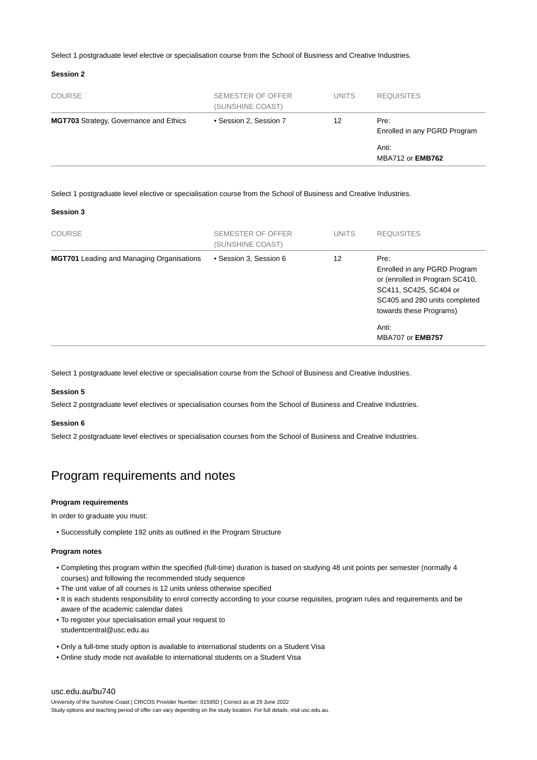Select 1 postgraduate level elective or specialisation course from the School of Business and Creative Industries.

**Session 2**

| COURSE | SEMESTER OF OFFER (SUNSHINE COAST) | UNITS | REQUISITES |
|---|---|---|---|
| **MGT703** Strategy, Governance and Ethics | • Session 2, Session 7 | 12 | Pre: Enrolled in any PGRD Program<br><br>Anti: MBA712 or **EMB762** |

Select 1 postgraduate level elective or specialisation course from the School of Business and Creative Industries.

**Session 3**

| COURSE | SEMESTER OF OFFER (SUNSHINE COAST) | UNITS | REQUISITES |
|---|---|---|---|
| **MGT701** Leading and Managing Organisations | • Session 3, Session 6 | 12 | Pre: Enrolled in any PGRD Program or (enrolled in Program SC410, SC411, SC425, SC404 or SC405 and 280 units completed towards these Programs)<br><br>Anti: MBA707 or **EMB757** |

Select 1 postgraduate level elective or specialisation course from the School of Business and Creative Industries.

**Session 5**

Select 2 postgraduate level electives or specialisation courses from the School of Business and Creative Industries.

**Session 6**

Select 2 postgraduate level electives or specialisation courses from the School of Business and Creative Industries.

## Program requirements and notes

**Program requirements**

In order to graduate you must:

- Successfully complete 192 units as outlined in the Program Structure

**Program notes**

- Completing this program within the specified (full-time) duration is based on studying 48 unit points per semester (normally 4 courses) and following the recommended study sequence
- The unit value of all courses is 12 units unless otherwise specified
- It is each students responsibility to enrol correctly according to your course requisites, program rules and requirements and be aware of the academic calendar dates
- To register your specialisation email your request to studentcentral@usc.edu.au
- Only a full-time study option is available to international students on a Student Visa
- Online study mode not available to international students on a Student Visa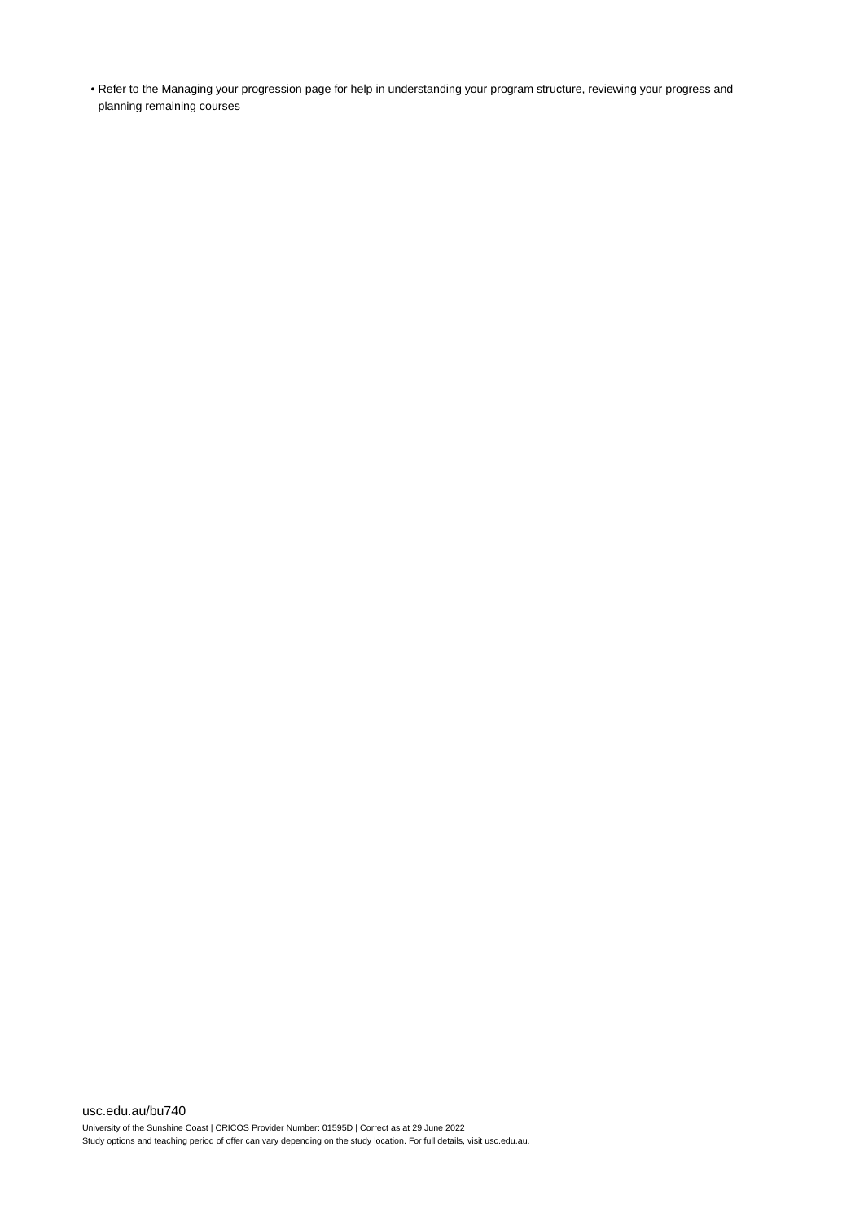- Refer to the Managing your progression page for help in understanding your program structure, reviewing your progress and planning remaining courses